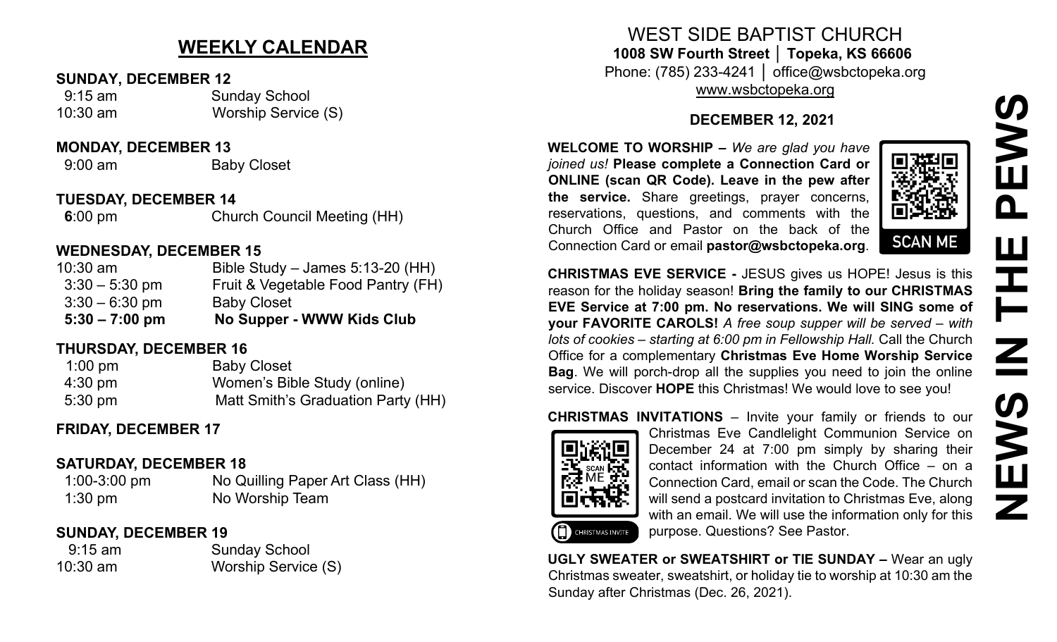## WEEKLY CALENDAR

**SUNDAY, DECEMBER 12**

9:15 am Sunday School
10:30 am Worship Service (S)

**MONDAY, DECEMBER 13**

9:00 am Baby Closet

**TUESDAY, DECEMBER 14**

**6**:00 pm Church Council Meeting (HH)

**WEDNESDAY, DECEMBER 15**

10:30 am Bible Study – James 5:13-20 (HH)
3:30 – 5:30 pm Fruit & Vegetable Food Pantry (FH)
3:30 – 6:30 pm Baby Closet
**5:30 – 7:00 pm No Supper - WWW Kids Club**

**THURSDAY, DECEMBER 16**

1:00 pm Baby Closet
4:30 pm Women's Bible Study (online)
5:30 pm Matt Smith's Graduation Party (HH)

**FRIDAY, DECEMBER 17**

**SATURDAY, DECEMBER 18**

1:00-3:00 pm No Quilling Paper Art Class (HH)
1:30 pm No Worship Team

**SUNDAY, DECEMBER 19**

9:15 am Sunday School
10:30 am Worship Service (S)

# WEST SIDE BAPTIST CHURCH

**1008 SW Fourth Street │ Topeka, KS 66606**
Phone: (785) 233-4241 │ office@wsbctopeka.org
www.wsbctopeka.org

### DECEMBER 12, 2021

# NEWS IN THE PEWS

**WELCOME TO WORSHIP –** *We are glad you have joined us!* **Please complete a Connection Card or ONLINE (scan QR Code). Leave in the pew after the service.** Share greetings, prayer concerns, reservations, questions, and comments with the Church Office and Pastor on the back of the Connection Card or email **pastor@wsbctopeka.org**.

SCAN ME

**CHRISTMAS EVE SERVICE -** JESUS gives us HOPE! Jesus is this reason for the holiday season! **Bring the family to our CHRISTMAS EVE Service at 7:00 pm. No reservations. We will SING some of your FAVORITE CAROLS!** *A free soup supper will be served – with lots of cookies – starting at 6:00 pm in Fellowship Hall.* Call the Church Office for a complementary **Christmas Eve Home Worship Service Bag**. We will porch-drop all the supplies you need to join the online service. Discover **HOPE** this Christmas! We would love to see you!

**CHRISTMAS INVITATIONS** – Invite your family or friends to our Christmas Eve Candlelight Communion Service on December 24 at 7:00 pm simply by sharing their contact information with the Church Office – on a Connection Card, email or scan the Code. The Church will send a postcard invitation to Christmas Eve, along with an email. We will use the information only for this purpose. Questions? See Pastor.

CHRISTMAS INVITE

**UGLY SWEATER or SWEATSHIRT or TIE SUNDAY –** Wear an ugly Christmas sweater, sweatshirt, or holiday tie to worship at 10:30 am the Sunday after Christmas (Dec. 26, 2021).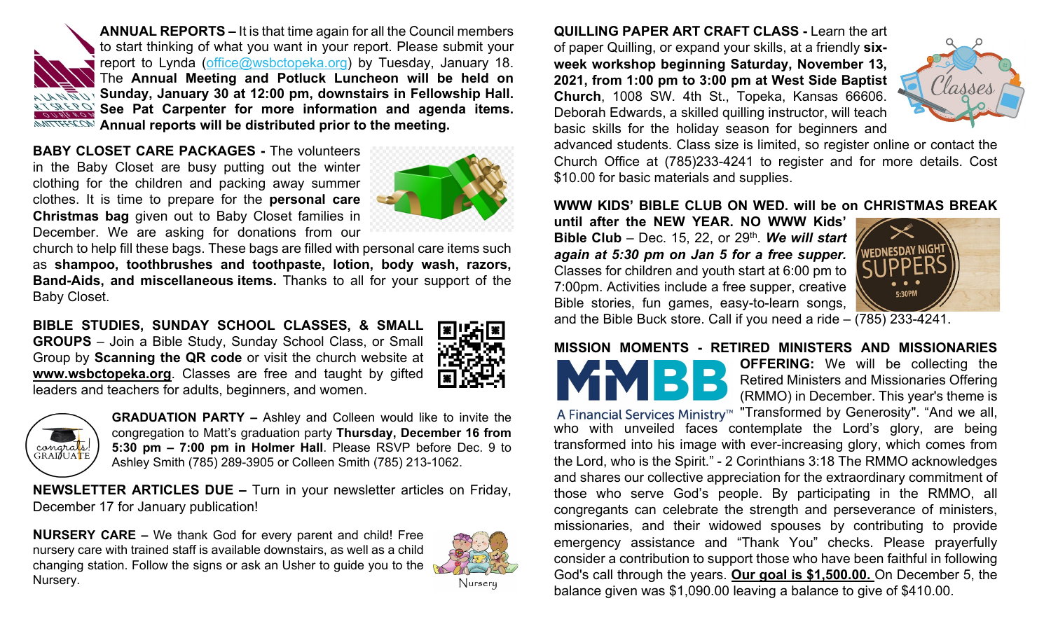**ANNUAL REPORTS –** It is that time again for all the Council members to start thinking of what you want in your report. Please submit your report to Lynda (office@wsbctopeka.org) by Tuesday, January 18. The **Annual Meeting and Potluck Luncheon will be held on Sunday, January 30 at 12:00 pm, downstairs in Fellowship Hall. See Pat Carpenter for more information and agenda items. Annual reports will be distributed prior to the meeting.**

**BABY CLOSET CARE PACKAGES -** The volunteers in the Baby Closet are busy putting out the winter clothing for the children and packing away summer clothes. It is time to prepare for the **personal care Christmas bag** given out to Baby Closet families in December. We are asking for donations from our church to help fill these bags. These bags are filled with personal care items such as **shampoo, toothbrushes and toothpaste, lotion, body wash, razors, Band-Aids, and miscellaneous items.** Thanks to all for your support of the Baby Closet.

**BIBLE STUDIES, SUNDAY SCHOOL CLASSES, & SMALL GROUPS** – Join a Bible Study, Sunday School Class, or Small Group by **Scanning the QR code** or visit the church website at **www.wsbctopeka.org**. Classes are free and taught by gifted leaders and teachers for adults, beginners, and women.

**GRADUATION PARTY –** Ashley and Colleen would like to invite the congregation to Matt's graduation party **Thursday, December 16 from 5:30 pm – 7:00 pm in Holmer Hall**. Please RSVP before Dec. 9 to Ashley Smith (785) 289-3905 or Colleen Smith (785) 213-1062.

**NEWSLETTER ARTICLES DUE –** Turn in your newsletter articles on Friday, December 17 for January publication!

**NURSERY CARE –** We thank God for every parent and child! Free nursery care with trained staff is available downstairs, as well as a child changing station. Follow the signs or ask an Usher to guide you to the Nursery.

**QUILLING PAPER ART CRAFT CLASS -** Learn the art of paper Quilling, or expand your skills, at a friendly **six-week workshop beginning Saturday, November 13, 2021, from 1:00 pm to 3:00 pm at West Side Baptist Church**, 1008 SW. 4th St., Topeka, Kansas 66606. Deborah Edwards, a skilled quilling instructor, will teach basic skills for the holiday season for beginners and advanced students. Class size is limited, so register online or contact the Church Office at (785)233-4241 to register and for more details. Cost $10.00 for basic materials and supplies.

**WWW KIDS' BIBLE CLUB ON WED. will be on CHRISTMAS BREAK until after the NEW YEAR. NO WWW Kids' Bible Club** – Dec. 15, 22, or 29th. ***We will start again at 5:30 pm on Jan 5 for a free supper.*** Classes for children and youth start at 6:00 pm to 7:00pm. Activities include a free supper, creative Bible stories, fun games, easy-to-learn songs, and the Bible Buck store. Call if you need a ride – (785) 233-4241.

**MISSION MOMENTS - RETIRED MINISTERS AND MISSIONARIES OFFERING:** We will be collecting the Retired Ministers and Missionaries Offering (RMMO) in December. This year's theme is "Transformed by Generosity". "And we all, who with unveiled faces contemplate the Lord's glory, are being transformed into his image with ever-increasing glory, which comes from the Lord, who is the Spirit." - 2 Corinthians 3:18 The RMMO acknowledges and shares our collective appreciation for the extraordinary commitment of those who serve God's people. By participating in the RMMO, all congregants can celebrate the strength and perseverance of ministers, missionaries, and their widowed spouses by contributing to provide emergency assistance and "Thank You" checks. Please prayerfully consider a contribution to support those who have been faithful in following God's call through the years. **Our goal is $1,500.00.** On December 5, the balance given was $1,090.00 leaving a balance to give of $410.00.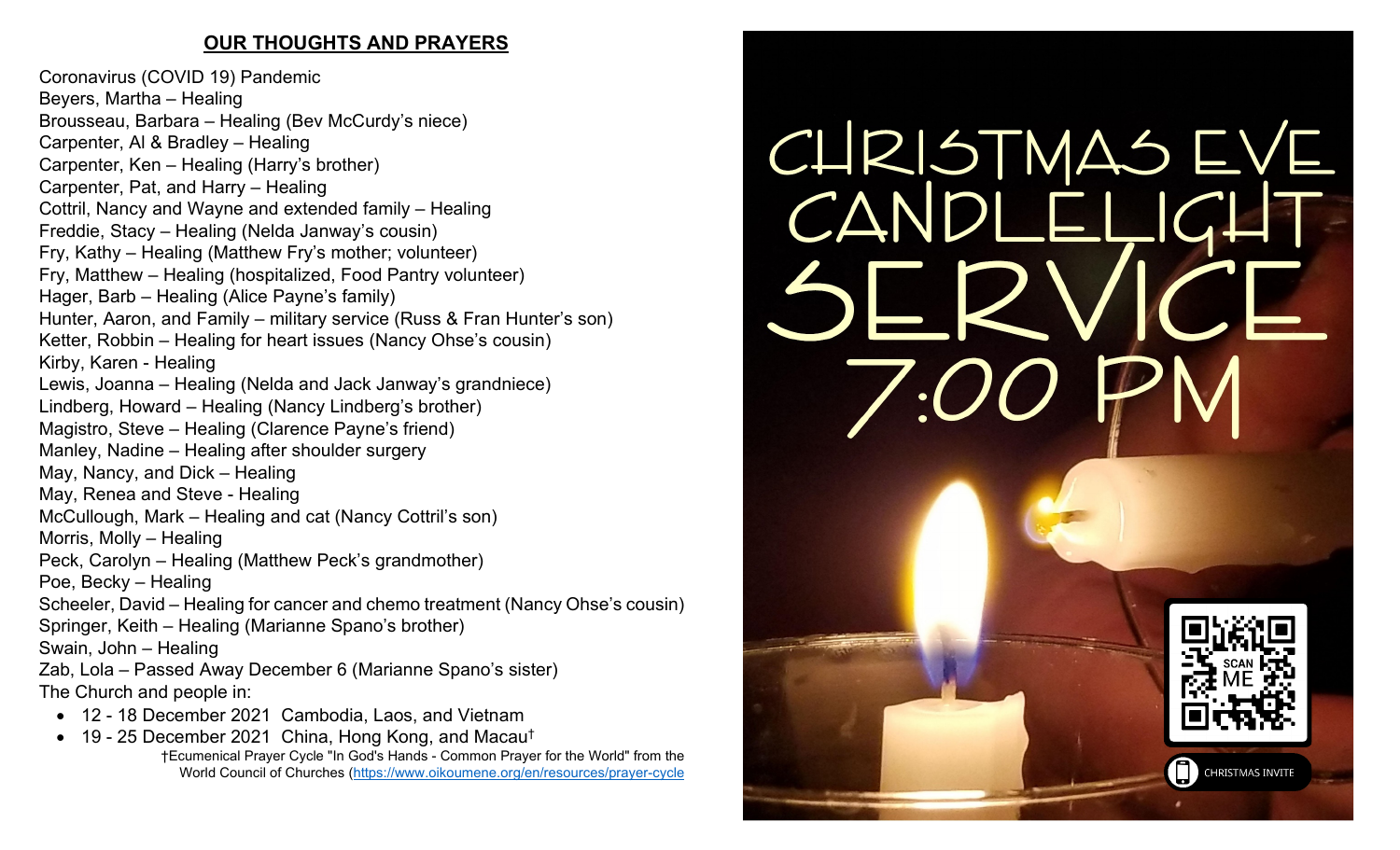## OUR THOUGHTS AND PRAYERS

Coronavirus (COVID 19) Pandemic
Beyers, Martha – Healing
Brousseau, Barbara – Healing (Bev McCurdy's niece)
Carpenter, Al & Bradley – Healing
Carpenter, Ken – Healing (Harry's brother)
Carpenter, Pat, and Harry – Healing
Cottril, Nancy and Wayne and extended family – Healing
Freddie, Stacy – Healing (Nelda Janway's cousin)
Fry, Kathy – Healing (Matthew Fry's mother; volunteer)
Fry, Matthew – Healing (hospitalized, Food Pantry volunteer)
Hager, Barb – Healing (Alice Payne's family)
Hunter, Aaron, and Family – military service (Russ & Fran Hunter's son)
Ketter, Robbin – Healing for heart issues (Nancy Ohse's cousin)
Kirby, Karen - Healing
Lewis, Joanna – Healing (Nelda and Jack Janway's grandniece)
Lindberg, Howard – Healing (Nancy Lindberg's brother)
Magistro, Steve – Healing (Clarence Payne's friend)
Manley, Nadine – Healing after shoulder surgery
May, Nancy, and Dick – Healing
May, Renea and Steve - Healing
McCullough, Mark – Healing and cat (Nancy Cottril's son)
Morris, Molly – Healing
Peck, Carolyn – Healing (Matthew Peck's grandmother)
Poe, Becky – Healing
Scheeler, David – Healing for cancer and chemo treatment (Nancy Ohse's cousin)
Springer, Keith – Healing (Marianne Spano's brother)
Swain, John – Healing
Zab, Lola – Passed Away December 6 (Marianne Spano's sister)
The Church and people in:

- 12 - 18 December 2021 Cambodia, Laos, and Vietnam
- 19 - 25 December 2021 China, Hong Kong, and Macau†

†Ecumenical Prayer Cycle "In God's Hands - Common Prayer for the World" from the World Council of Churches (https://www.oikoumene.org/en/resources/prayer-cycle)

CHRISTMAS EVE CANDLELIGHT SERVICE
7:00 PM

SCAN ME

CHRISTMAS INVITE